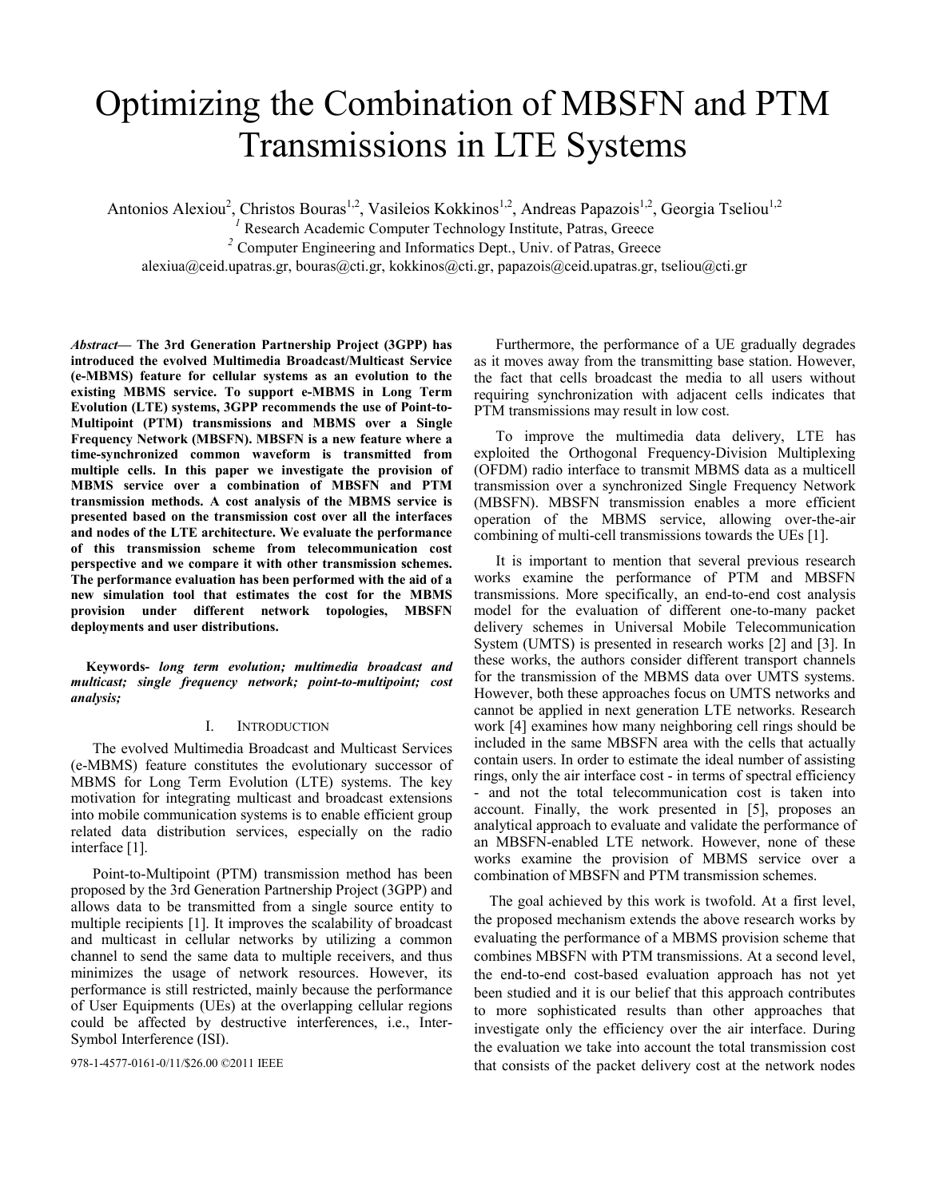# Optimizing the Combination of MBSFN and PTM Transmissions in LTE Systems

Antonios Alexiou[2], Christos Bouras[1,2], Vasileios Kokkinos[1,2], Andreas Papazois[1,2], Georgia Tseliou[1,2]

[1] Research Academic Computer Technology Institute, Patras, Greece

[2] Computer Engineering and Informatics Dept., Univ. of Patras, Greece

alexiua@ceid.upatras.gr, bouras@cti.gr, kokkinos@cti.gr, papazois@ceid.upatras.gr, tseliou@cti.gr

***Abstract*— The 3rd Generation Partnership Project (3GPP) has introduced the evolved Multimedia Broadcast/Multicast Service (e-MBMS) feature for cellular systems as an evolution to the existing MBMS service. To support e-MBMS in Long Term Evolution (LTE) systems, 3GPP recommends the use of Point-to-Multipoint (PTM) transmissions and MBMS over a Single Frequency Network (MBSFN). MBSFN is a new feature where a time-synchronized common waveform is transmitted from multiple cells. In this paper we investigate the provision of MBMS service over a combination of MBSFN and PTM transmission methods. A cost analysis of the MBMS service is presented based on the transmission cost over all the interfaces and nodes of the LTE architecture. We evaluate the performance of this transmission scheme from telecommunication cost perspective and we compare it with other transmission schemes. The performance evaluation has been performed with the aid of a new simulation tool that estimates the cost for the MBMS provision under different network topologies, MBSFN deployments and user distributions.**

**Keywords-** ***long term evolution; multimedia broadcast and multicast; single frequency network; point-to-multipoint; cost analysis;***

## I. INTRODUCTION

The evolved Multimedia Broadcast and Multicast Services (e-MBMS) feature constitutes the evolutionary successor of MBMS for Long Term Evolution (LTE) systems. The key motivation for integrating multicast and broadcast extensions into mobile communication systems is to enable efficient group related data distribution services, especially on the radio interface [1].

Point-to-Multipoint (PTM) transmission method has been proposed by the 3rd Generation Partnership Project (3GPP) and allows data to be transmitted from a single source entity to multiple recipients [1]. It improves the scalability of broadcast and multicast in cellular networks by utilizing a common channel to send the same data to multiple receivers, and thus minimizes the usage of network resources. However, its performance is still restricted, mainly because the performance of User Equipments (UEs) at the overlapping cellular regions could be affected by destructive interferences, i.e., Inter-Symbol Interference (ISI).

Furthermore, the performance of a UE gradually degrades as it moves away from the transmitting base station. However, the fact that cells broadcast the media to all users without requiring synchronization with adjacent cells indicates that PTM transmissions may result in low cost.

To improve the multimedia data delivery, LTE has exploited the Orthogonal Frequency-Division Multiplexing (OFDM) radio interface to transmit MBMS data as a multicell transmission over a synchronized Single Frequency Network (MBSFN). MBSFN transmission enables a more efficient operation of the MBMS service, allowing over-the-air combining of multi-cell transmissions towards the UEs [1].

It is important to mention that several previous research works examine the performance of PTM and MBSFN transmissions. More specifically, an end-to-end cost analysis model for the evaluation of different one-to-many packet delivery schemes in Universal Mobile Telecommunication System (UMTS) is presented in research works [2] and [3]. In these works, the authors consider different transport channels for the transmission of the MBMS data over UMTS systems. However, both these approaches focus on UMTS networks and cannot be applied in next generation LTE networks. Research work [4] examines how many neighboring cell rings should be included in the same MBSFN area with the cells that actually contain users. In order to estimate the ideal number of assisting rings, only the air interface cost - in terms of spectral efficiency - and not the total telecommunication cost is taken into account. Finally, the work presented in [5], proposes an analytical approach to evaluate and validate the performance of an MBSFN-enabled LTE network. However, none of these works examine the provision of MBMS service over a combination of MBSFN and PTM transmission schemes.

The goal achieved by this work is twofold. At a first level, the proposed mechanism extends the above research works by evaluating the performance of a MBMS provision scheme that combines MBSFN with PTM transmissions. At a second level, the end-to-end cost-based evaluation approach has not yet been studied and it is our belief that this approach contributes to more sophisticated results than other approaches that investigate only the efficiency over the air interface. During the evaluation we take into account the total transmission cost that consists of the packet delivery cost at the network nodes

978-1-4577-0161-0/11/$26.00 ©2011 IEEE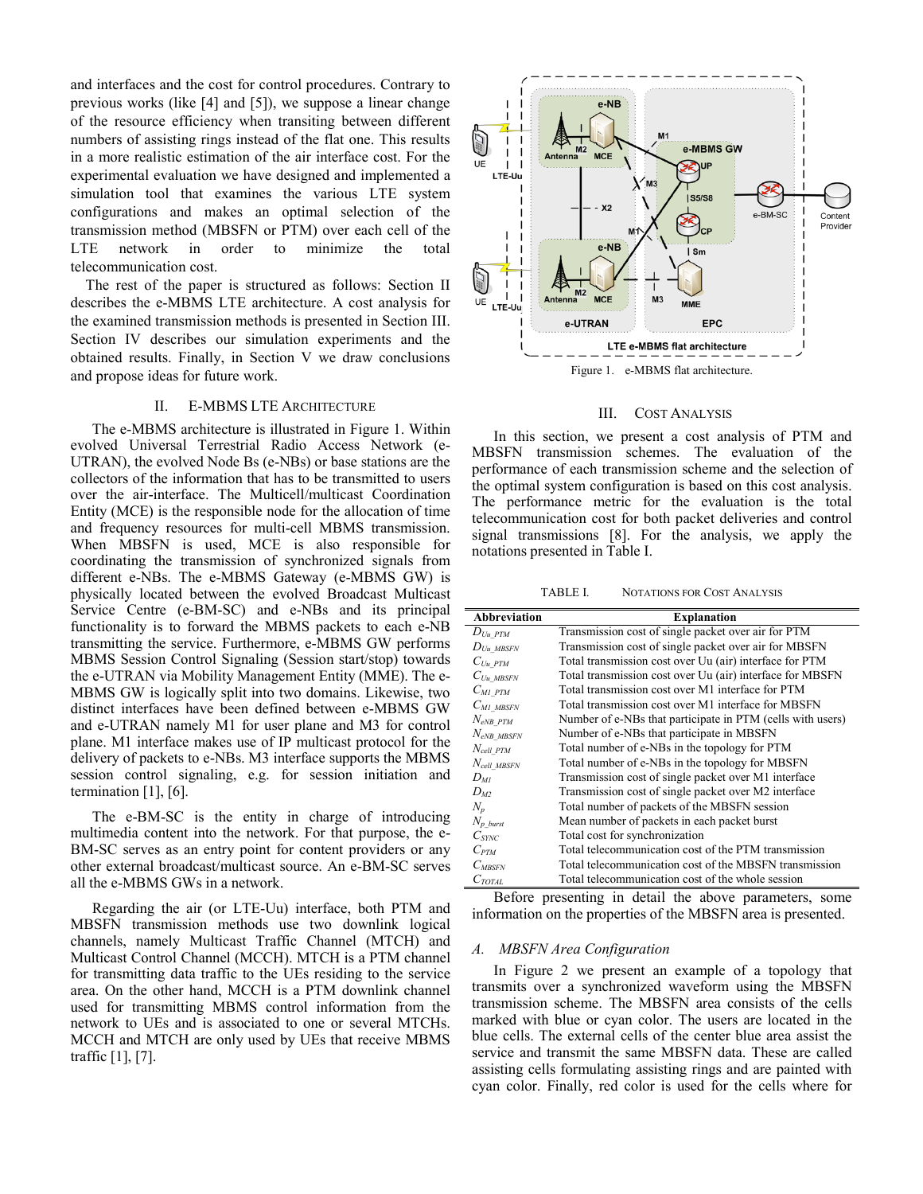and interfaces and the cost for control procedures. Contrary to previous works (like [4] and [5]), we suppose a linear change of the resource efficiency when transiting between different numbers of assisting rings instead of the flat one. This results in a more realistic estimation of the air interface cost. For the experimental evaluation we have designed and implemented a simulation tool that examines the various LTE system configurations and makes an optimal selection of the transmission method (MBSFN or PTM) over each cell of the LTE network in order to minimize the total telecommunication cost.

The rest of the paper is structured as follows: Section II describes the e-MBMS LTE architecture. A cost analysis for the examined transmission methods is presented in Section III. Section IV describes our simulation experiments and the obtained results. Finally, in Section V we draw conclusions and propose ideas for future work.

## II. E-MBMS LTE Architecture

The e-MBMS architecture is illustrated in Figure 1. Within evolved Universal Terrestrial Radio Access Network (e-UTRAN), the evolved Node Bs (e-NBs) or base stations are the collectors of the information that has to be transmitted to users over the air-interface. The Multicell/multicast Coordination Entity (MCE) is the responsible node for the allocation of time and frequency resources for multi-cell MBMS transmission. When MBSFN is used, MCE is also responsible for coordinating the transmission of synchronized signals from different e-NBs. The e-MBMS Gateway (e-MBMS GW) is physically located between the evolved Broadcast Multicast Service Centre (e-BM-SC) and e-NBs and its principal functionality is to forward the MBMS packets to each e-NB transmitting the service. Furthermore, e-MBMS GW performs MBMS Session Control Signaling (Session start/stop) towards the e-UTRAN via Mobility Management Entity (MME). The e-MBMS GW is logically split into two domains. Likewise, two distinct interfaces have been defined between e-MBMS GW and e-UTRAN namely M1 for user plane and M3 for control plane. M1 interface makes use of IP multicast protocol for the delivery of packets to e-NBs. M3 interface supports the MBMS session control signaling, e.g. for session initiation and termination [1], [6].

The e-BM-SC is the entity in charge of introducing multimedia content into the network. For that purpose, the e-BM-SC serves as an entry point for content providers or any other external broadcast/multicast source. An e-BM-SC serves all the e-MBMS GWs in a network.

Regarding the air (or LTE-Uu) interface, both PTM and MBSFN transmission methods use two downlink logical channels, namely Multicast Traffic Channel (MTCH) and Multicast Control Channel (MCCH). MTCH is a PTM channel for transmitting data traffic to the UEs residing to the service area. On the other hand, MCCH is a PTM downlink channel used for transmitting MBMS control information from the network to UEs and is associated to one or several MTCHs. MCCH and MTCH are only used by UEs that receive MBMS traffic [1], [7].

Figure 1. e-MBMS flat architecture.

## III. Cost Analysis

In this section, we present a cost analysis of PTM and MBSFN transmission schemes. The evaluation of the performance of each transmission scheme and the selection of the optimal system configuration is based on this cost analysis. The performance metric for the evaluation is the total telecommunication cost for both packet deliveries and control signal transmissions [8]. For the analysis, we apply the notations presented in Table I.

TABLE I. Notations for Cost Analysis

| Abbreviation | Explanation |
|---|---|
| $D_{Uu\_PTM}$ | Transmission cost of single packet over air for PTM |
| $D_{Uu\_MBSFN}$ | Transmission cost of single packet over air for MBSFN |
| $C_{Uu\_PTM}$ | Total transmission cost over Uu (air) interface for PTM |
| $C_{Uu\_MBSFN}$ | Total transmission cost over Uu (air) interface for MBSFN |
| $C_{M1\_PTM}$ | Total transmission cost over M1 interface for PTM |
| $C_{M1\_MBSFN}$ | Total transmission cost over M1 interface for MBSFN |
| $N_{eNB\_PTM}$ | Number of e-NBs that participate in PTM (cells with users) |
| $N_{eNB\_MBSFN}$ | Number of e-NBs that participate in MBSFN |
| $N_{cell\_PTM}$ | Total number of e-NBs in the topology for PTM |
| $N_{cell\_MBSFN}$ | Total number of e-NBs in the topology for MBSFN |
| $D_{M1}$ | Transmission cost of single packet over M1 interface |
| $D_{M2}$ | Transmission cost of single packet over M2 interface |
| $N_p$ | Total number of packets of the MBSFN session |
| $N_{p\_burst}$ | Mean number of packets in each packet burst |
| $C_{SYNC}$ | Total cost for synchronization |
| $C_{PTM}$ | Total telecommunication cost of the PTM transmission |
| $C_{MBSFN}$ | Total telecommunication cost of the MBSFN transmission |
| $C_{TOTAL}$ | Total telecommunication cost of the whole session |

Before presenting in detail the above parameters, some information on the properties of the MBSFN area is presented.

### A. MBSFN Area Configuration

In Figure 2 we present an example of a topology that transmits over a synchronized waveform using the MBSFN transmission scheme. The MBSFN area consists of the cells marked with blue or cyan color. The users are located in the blue cells. The external cells of the center blue area assist the service and transmit the same MBSFN data. These are called assisting cells formulating assisting rings and are painted with cyan color. Finally, red color is used for the cells where for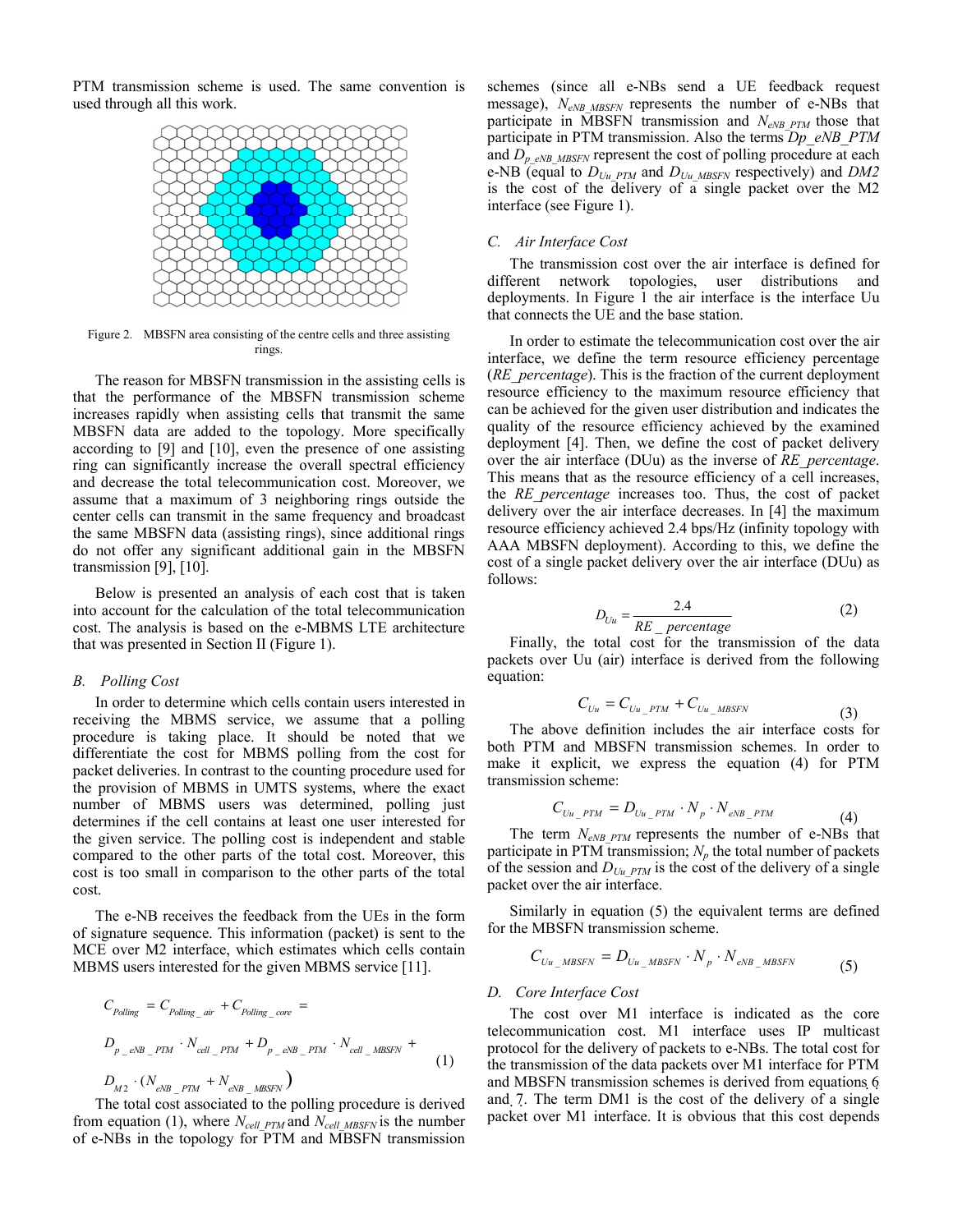PTM transmission scheme is used. The same convention is used through all this work.

Figure 2. MBSFN area consisting of the centre cells and three assisting rings.

The reason for MBSFN transmission in the assisting cells is that the performance of the MBSFN transmission scheme increases rapidly when assisting cells that transmit the same MBSFN data are added to the topology. More specifically according to [9] and [10], even the presence of one assisting ring can significantly increase the overall spectral efficiency and decrease the total telecommunication cost. Moreover, we assume that a maximum of 3 neighboring rings outside the center cells can transmit in the same frequency and broadcast the same MBSFN data (assisting rings), since additional rings do not offer any significant additional gain in the MBSFN transmission [9], [10].

Below is presented an analysis of each cost that is taken into account for the calculation of the total telecommunication cost. The analysis is based on the e-MBMS LTE architecture that was presented in Section II (Figure 1).

### B. Polling Cost

In order to determine which cells contain users interested in receiving the MBMS service, we assume that a polling procedure is taking place. It should be noted that we differentiate the cost for MBMS polling from the cost for packet deliveries. In contrast to the counting procedure used for the provision of MBMS in UMTS systems, where the exact number of MBMS users was determined, polling just determines if the cell contains at least one user interested for the given service. The polling cost is independent and stable compared to the other parts of the total cost. Moreover, this cost is too small in comparison to the other parts of the total cost.

The e-NB receives the feedback from the UEs in the form of signature sequence. This information (packet) is sent to the MCE over M2 interface, which estimates which cells contain MBMS users interested for the given MBMS service [11].

$$C_{Polling} = C_{Polling\_air} + C_{Polling\_core} = D_{p\_eNB\_PTM} \cdot N_{cell\_PTM} + D_{p\_eNB\_PTM} \cdot N_{cell\_MBSFN} + D_{M2} \cdot (N_{eNB\_PTM} + N_{eNB\_MBSFN}) \quad (1)$$

The total cost associated to the polling procedure is derived from equation (1), where $N_{cell\_PTM}$ and $N_{cell\_MBSFN}$ is the number of e-NBs in the topology for PTM and MBSFN transmission schemes (since all e-NBs send a UE feedback request message), $N_{eNB\_MBSFN}$ represents the number of e-NBs that participate in MBSFN transmission and $N_{eNB\_PTM}$ those that participate in PTM transmission. Also the terms $Dp\_eNB\_PTM$ and $D_{p\_eNB\_MBSFN}$ represent the cost of polling procedure at each e-NB (equal to $D_{Uu\_PTM}$ and $D_{Uu\_MBSFN}$ respectively) and $DM2$ is the cost of the delivery of a single packet over the M2 interface (see Figure 1).

### C. Air Interface Cost

The transmission cost over the air interface is defined for different network topologies, user distributions and deployments. In Figure 1 the air interface is the interface Uu that connects the UE and the base station.

In order to estimate the telecommunication cost over the air interface, we define the term resource efficiency percentage (*RE_percentage*). This is the fraction of the current deployment resource efficiency to the maximum resource efficiency that can be achieved for the given user distribution and indicates the quality of the resource efficiency achieved by the examined deployment [4]. Then, we define the cost of packet delivery over the air interface (DUu) as the inverse of *RE_percentage*. This means that as the resource efficiency of a cell increases, the *RE_percentage* increases too. Thus, the cost of packet delivery over the air interface decreases. In [4] the maximum resource efficiency achieved 2.4 bps/Hz (infinity topology with AAA MBSFN deployment). According to this, we define the cost of a single packet delivery over the air interface (DUu) as follows:

$$D_{Uu} = \frac{2.4}{RE\_percentage} \quad (2)$$

Finally, the total cost for the transmission of the data packets over Uu (air) interface is derived from the following equation:

$$C_{Uu} = C_{Uu\_PTM} + C_{Uu\_MBSFN} \quad (3)$$

The above definition includes the air interface costs for both PTM and MBSFN transmission schemes. In order to make it explicit, we express the equation (4) for PTM transmission scheme:

$$C_{Uu\_PTM} = D_{Uu\_PTM} \cdot N_p \cdot N_{eNB\_PTM} \quad (4)$$

The term $N_{eNB\_PTM}$ represents the number of e-NBs that participate in PTM transmission; $N_p$ the total number of packets of the session and $D_{Uu\_PTM}$ is the cost of the delivery of a single packet over the air interface.

Similarly in equation (5) the equivalent terms are defined for the MBSFN transmission scheme.

$$C_{Uu\_MBSFN} = D_{Uu\_MBSFN} \cdot N_p \cdot N_{eNB\_MBSFN} \quad (5)$$

### D. Core Interface Cost

The cost over M1 interface is indicated as the core telecommunication cost. M1 interface uses IP multicast protocol for the delivery of packets to e-NBs. The total cost for the transmission of the data packets over M1 interface for PTM and MBSFN transmission schemes is derived from equations 6 and 7. The term DM1 is the cost of the delivery of a single packet over M1 interface. It is obvious that this cost depends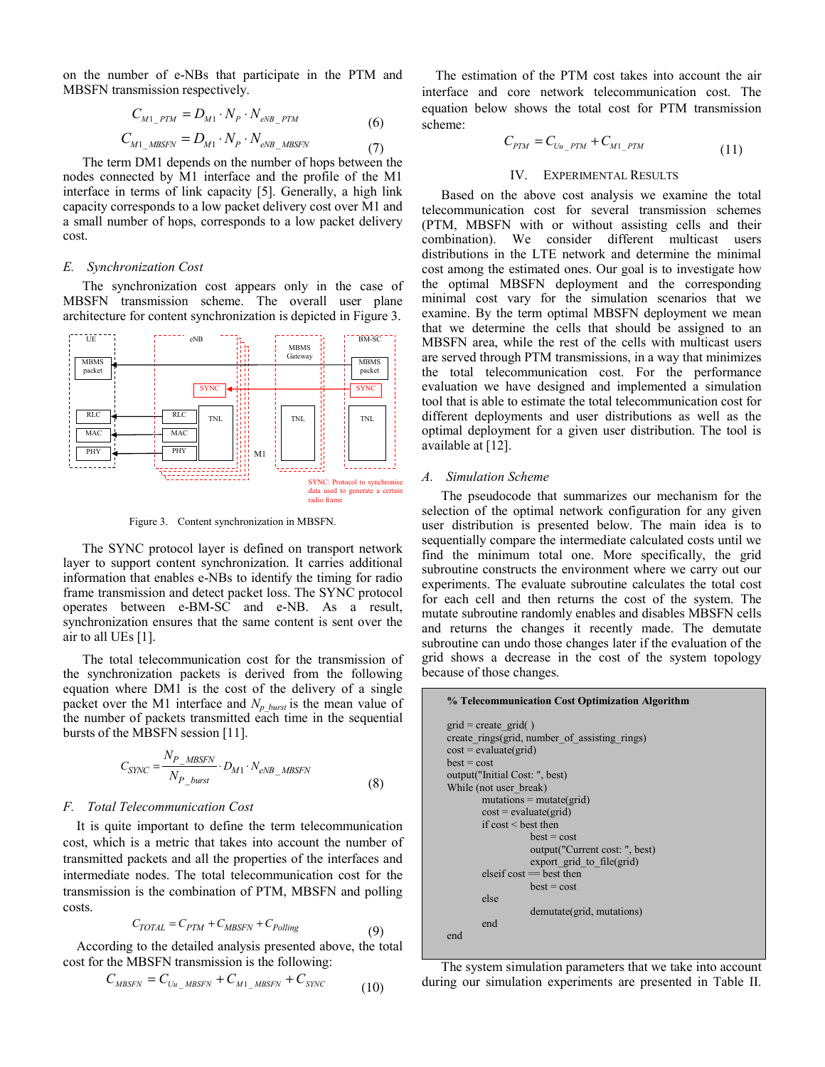on the number of e-NBs that participate in the PTM and MBSFN transmission respectively.

$$C_{M1\_PTM} = D_{M1} \cdot N_P \cdot N_{eNB\_PTM} \quad (6)$$

$$C_{M1\_MBSFN} = D_{M1} \cdot N_P \cdot N_{eNB\_MBSFN} \quad (7)$$

The term DM1 depends on the number of hops between the nodes connected by M1 interface and the profile of the M1 interface in terms of link capacity [5]. Generally, a high link capacity corresponds to a low packet delivery cost over M1 and a small number of hops, corresponds to a low packet delivery cost.

### *E. Synchronization Cost*

The synchronization cost appears only in the case of MBSFN transmission scheme. The overall user plane architecture for content synchronization is depicted in Figure 3.

UE
MBMS packet
RLC
MAC
PHY
eNB
SYNC
RLC
MAC
PHY
TNL
MBMS Gateway
TNL
M1
BM-SC
MBMS packet
SYNC
TNL
SYNC: Protocol to synchronise data used to generate a certain radio frame

Figure 3. Content synchronization in MBSFN.

The SYNC protocol layer is defined on transport network layer to support content synchronization. It carries additional information that enables e-NBs to identify the timing for radio frame transmission and detect packet loss. The SYNC protocol operates between e-BM-SC and e-NB. As a result, synchronization ensures that the same content is sent over the air to all UEs [1].

The total telecommunication cost for the transmission of the synchronization packets is derived from the following equation where DM1 is the cost of the delivery of a single packet over the M1 interface and $N_{p\_burst}$ is the mean value of the number of packets transmitted each time in the sequential bursts of the MBSFN session [11].

$$C_{SYNC} = \frac{N_{P\_MBSFN}}{N_{P\_burst}} \cdot D_{M1} \cdot N_{eNB\_MBSFN} \quad (8)$$

### *F. Total Telecommunication Cost*

It is quite important to define the term telecommunication cost, which is a metric that takes into account the number of transmitted packets and all the properties of the interfaces and intermediate nodes. The total telecommunication cost for the transmission is the combination of PTM, MBSFN and polling costs.

$$C_{TOTAL} = C_{PTM} + C_{MBSFN} + C_{Polling} \quad (9)$$

According to the detailed analysis presented above, the total cost for the MBSFN transmission is the following:

$$C_{MBSFN} = C_{Uu\_MBSFN} + C_{M1\_MBSFN} + C_{SYNC} \quad (10)$$

The estimation of the PTM cost takes into account the air interface and core network telecommunication cost. The equation below shows the total cost for PTM transmission scheme:

$$C_{PTM} = C_{Uu\_PTM} + C_{M1\_PTM} \quad (11)$$

## IV. EXPERIMENTAL RESULTS

Based on the above cost analysis we examine the total telecommunication cost for several transmission schemes (PTM, MBSFN with or without assisting cells and their combination). We consider different multicast users distributions in the LTE network and determine the minimal cost among the estimated ones. Our goal is to investigate how the optimal MBSFN deployment and the corresponding minimal cost vary for the simulation scenarios that we examine. By the term optimal MBSFN deployment we mean that we determine the cells that should be assigned to an MBSFN area, while the rest of the cells with multicast users are served through PTM transmissions, in a way that minimizes the total telecommunication cost. For the performance evaluation we have designed and implemented a simulation tool that is able to estimate the total telecommunication cost for different deployments and user distributions as well as the optimal deployment for a given user distribution. The tool is available at [12].

### *A. Simulation Scheme*

The pseudocode that summarizes our mechanism for the selection of the optimal network configuration for any given user distribution is presented below. The main idea is to sequentially compare the intermediate calculated costs until we find the minimum total one. More specifically, the grid subroutine constructs the environment where we carry out our experiments. The evaluate subroutine calculates the total cost for each cell and then returns the cost of the system. The mutate subroutine randomly enables and disables MBSFN cells and returns the changes it recently made. The demutate subroutine can undo those changes later if the evaluation of the grid shows a decrease in the cost of the system topology because of those changes.

```
% Telecommunication Cost Optimization Algorithm

grid = create_grid( )
create_rings(grid, number_of_assisting_rings)
cost = evaluate(grid)
best = cost
output("Initial Cost: ", best)
While (not user_break)
        mutations = mutate(grid)
        cost = evaluate(grid)
        if cost < best then
                best = cost
                output("Current cost: ", best)
                export_grid_to_file(grid)
        elseif cost == best then
                best = cost
        else
                demutate(grid, mutations)
        end
end
```

The system simulation parameters that we take into account during our simulation experiments are presented in Table II.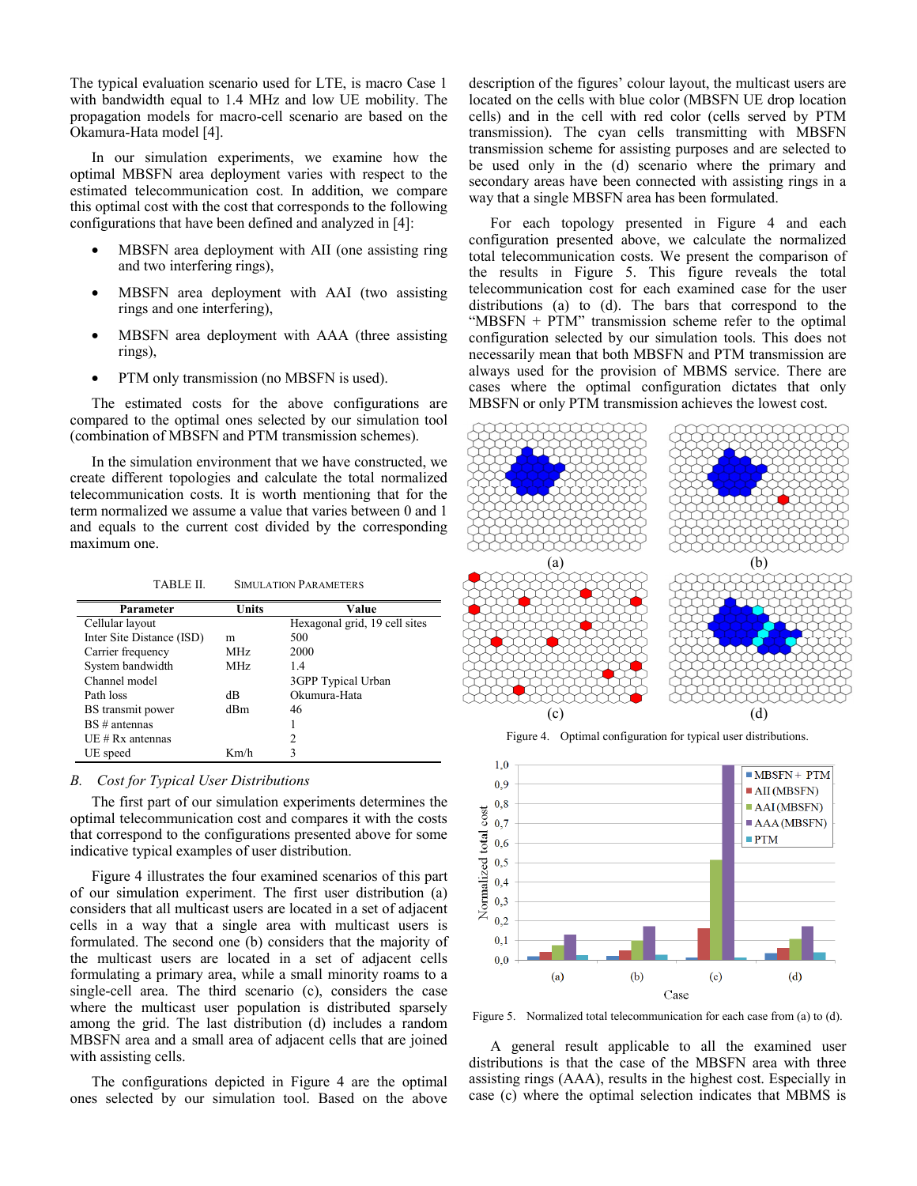The typical evaluation scenario used for LTE, is macro Case 1 with bandwidth equal to 1.4 MHz and low UE mobility. The propagation models for macro-cell scenario are based on the Okamura-Hata model [4].

In our simulation experiments, we examine how the optimal MBSFN area deployment varies with respect to the estimated telecommunication cost. In addition, we compare this optimal cost with the cost that corresponds to the following configurations that have been defined and analyzed in [4]:

- MBSFN area deployment with AII (one assisting ring and two interfering rings),
- MBSFN area deployment with AAI (two assisting rings and one interfering),
- MBSFN area deployment with AAA (three assisting rings),
- PTM only transmission (no MBSFN is used).

The estimated costs for the above configurations are compared to the optimal ones selected by our simulation tool (combination of MBSFN and PTM transmission schemes).

In the simulation environment that we have constructed, we create different topologies and calculate the total normalized telecommunication costs. It is worth mentioning that for the term normalized we assume a value that varies between 0 and 1 and equals to the current cost divided by the corresponding maximum one.

TABLE II. SIMULATION PARAMETERS

| Parameter | Units | Value |
|---|---|---|
| Cellular layout | | Hexagonal grid, 19 cell sites |
| Inter Site Distance (ISD) | m | 500 |
| Carrier frequency | MHz | 2000 |
| System bandwidth | MHz | 1.4 |
| Channel model | | 3GPP Typical Urban |
| Path loss | dB | Okumura-Hata |
| BS transmit power | dBm | 46 |
| BS # antennas | | 1 |
| UE # Rx antennas | | 2 |
| UE speed | Km/h | 3 |

### B. *Cost for Typical User Distributions*

The first part of our simulation experiments determines the optimal telecommunication cost and compares it with the costs that correspond to the configurations presented above for some indicative typical examples of user distribution.

Figure 4 illustrates the four examined scenarios of this part of our simulation experiment. The first user distribution (a) considers that all multicast users are located in a set of adjacent cells in a way that a single area with multicast users is formulated. The second one (b) considers that the majority of the multicast users are located in a set of adjacent cells formulating a primary area, while a small minority roams to a single-cell area. The third scenario (c), considers the case where the multicast user population is distributed sparsely among the grid. The last distribution (d) includes a random MBSFN area and a small area of adjacent cells that are joined with assisting cells.

The configurations depicted in Figure 4 are the optimal ones selected by our simulation tool. Based on the above description of the figures' colour layout, the multicast users are located on the cells with blue color (MBSFN UE drop location cells) and in the cell with red color (cells served by PTM transmission). The cyan cells transmitting with MBSFN transmission scheme for assisting purposes and are selected to be used only in the (d) scenario where the primary and secondary areas have been connected with assisting rings in a way that a single MBSFN area has been formulated.

For each topology presented in Figure 4 and each configuration presented above, we calculate the normalized total telecommunication costs. We present the comparison of the results in Figure 5. This figure reveals the total telecommunication cost for each examined case for the user distributions (a) to (d). The bars that correspond to the "MBSFN + PTM" transmission scheme refer to the optimal configuration selected by our simulation tools. This does not necessarily mean that both MBSFN and PTM transmission are always used for the provision of MBMS service. There are cases where the optimal configuration dictates that only MBSFN or only PTM transmission achieves the lowest cost.

Figure 4. Optimal configuration for typical user distributions.

Figure 5. Normalized total telecommunication for each case from (a) to (d).

A general result applicable to all the examined user distributions is that the case of the MBSFN area with three assisting rings (AAA), results in the highest cost. Especially in case (c) where the optimal selection indicates that MBMS is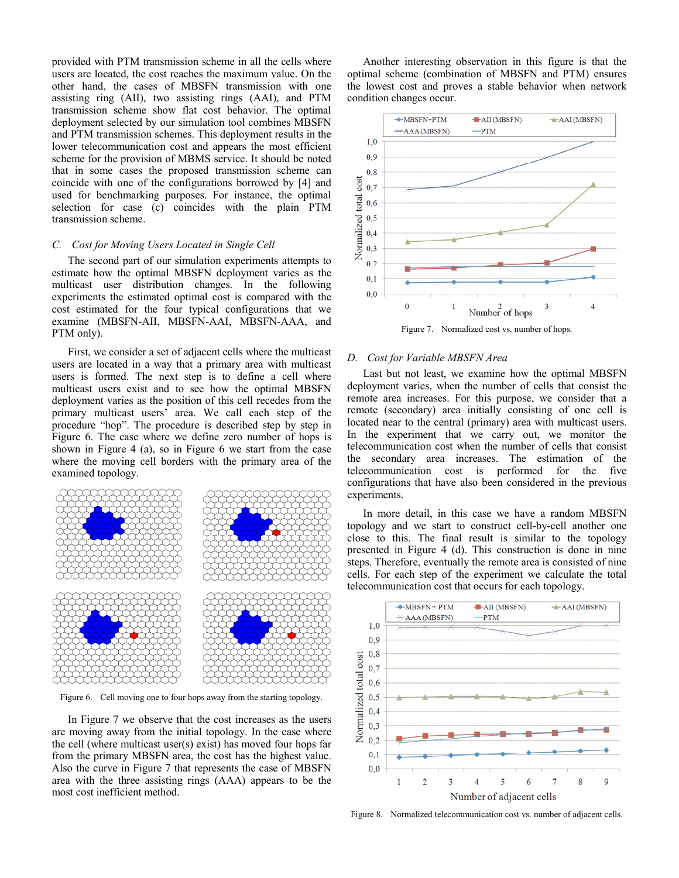provided with PTM transmission scheme in all the cells where users are located, the cost reaches the maximum value. On the other hand, the cases of MBSFN transmission with one assisting ring (AII), two assisting rings (AAI), and PTM transmission scheme show flat cost behavior. The optimal deployment selected by our simulation tool combines MBSFN and PTM transmission schemes. This deployment results in the lower telecommunication cost and appears the most efficient scheme for the provision of MBMS service. It should be noted that in some cases the proposed transmission scheme can coincide with one of the configurations borrowed by [4] and used for benchmarking purposes. For instance, the optimal selection for case (c) coincides with the plain PTM transmission scheme.

### C. Cost for Moving Users Located in Single Cell

The second part of our simulation experiments attempts to estimate how the optimal MBSFN deployment varies as the multicast user distribution changes. In the following experiments the estimated optimal cost is compared with the cost estimated for the four typical configurations that we examine (MBSFN-AII, MBSFN-AAI, MBSFN-AAA, and PTM only).

First, we consider a set of adjacent cells where the multicast users are located in a way that a primary area with multicast users is formed. The next step is to define a cell where multicast users exist and to see how the optimal MBSFN deployment varies as the position of this cell recedes from the primary multicast users' area. We call each step of the procedure "hop". The procedure is described step by step in Figure 6. The case where we define zero number of hops is shown in Figure 4 (a), so in Figure 6 we start from the case where the moving cell borders with the primary area of the examined topology.

Figure 6. Cell moving one to four hops away from the starting topology.

In Figure 7 we observe that the cost increases as the users are moving away from the initial topology. In the case where the cell (where multicast user(s) exist) has moved four hops far from the primary MBSFN area, the cost has the highest value. Also the curve in Figure 7 that represents the case of MBSFN area with the three assisting rings (AAA) appears to be the most cost inefficient method.

Another interesting observation in this figure is that the optimal scheme (combination of MBSFN and PTM) ensures the lowest cost and proves a stable behavior when network condition changes occur.

Figure 7. Normalized cost vs. number of hops.

### D. Cost for Variable MBSFN Area

Last but not least, we examine how the optimal MBSFN deployment varies, when the number of cells that consist the remote area increases. For this purpose, we consider that a remote (secondary) area initially consisting of one cell is located near to the central (primary) area with multicast users. In the experiment that we carry out, we monitor the telecommunication cost when the number of cells that consist the secondary area increases. The estimation of the telecommunication cost is performed for the five configurations that have also been considered in the previous experiments.

In more detail, in this case we have a random MBSFN topology and we start to construct cell-by-cell another one close to this. The final result is similar to the topology presented in Figure 4 (d). This construction is done in nine steps. Therefore, eventually the remote area is consisted of nine cells. For each step of the experiment we calculate the total telecommunication cost that occurs for each topology.

Figure 8. Normalized telecommunication cost vs. number of adjacent cells.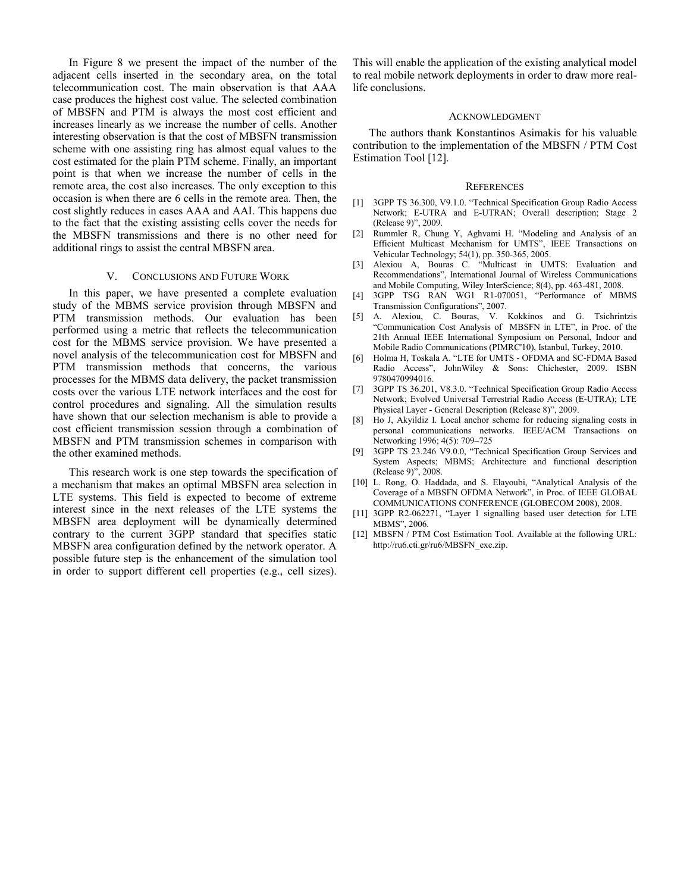In Figure 8 we present the impact of the number of the adjacent cells inserted in the secondary area, on the total telecommunication cost. The main observation is that AAA case produces the highest cost value. The selected combination of MBSFN and PTM is always the most cost efficient and increases linearly as we increase the number of cells. Another interesting observation is that the cost of MBSFN transmission scheme with one assisting ring has almost equal values to the cost estimated for the plain PTM scheme. Finally, an important point is that when we increase the number of cells in the remote area, the cost also increases. The only exception to this occasion is when there are 6 cells in the remote area. Then, the cost slightly reduces in cases AAA and AAI. This happens due to the fact that the existing assisting cells cover the needs for the MBSFN transmissions and there is no other need for additional rings to assist the central MBSFN area.

## V. Conclusions and Future Work

In this paper, we have presented a complete evaluation study of the MBMS service provision through MBSFN and PTM transmission methods. Our evaluation has been performed using a metric that reflects the telecommunication cost for the MBMS service provision. We have presented a novel analysis of the telecommunication cost for MBSFN and PTM transmission methods that concerns, the various processes for the MBMS data delivery, the packet transmission costs over the various LTE network interfaces and the cost for control procedures and signaling. All the simulation results have shown that our selection mechanism is able to provide a cost efficient transmission session through a combination of MBSFN and PTM transmission schemes in comparison with the other examined methods.

This research work is one step towards the specification of a mechanism that makes an optimal MBSFN area selection in LTE systems. This field is expected to become of extreme interest since in the next releases of the LTE systems the MBSFN area deployment will be dynamically determined contrary to the current 3GPP standard that specifies static MBSFN area configuration defined by the network operator. A possible future step is the enhancement of the simulation tool in order to support different cell properties (e.g., cell sizes). This will enable the application of the existing analytical model to real mobile network deployments in order to draw more real-life conclusions.

## Acknowledgment

The authors thank Konstantinos Asimakis for his valuable contribution to the implementation of the MBSFN / PTM Cost Estimation Tool [12].

## References

[1] 3GPP TS 36.300, V9.1.0. “Technical Specification Group Radio Access Network; E-UTRA and E-UTRAN; Overall description; Stage 2 (Release 9)”, 2009.

[2] Rummler R, Chung Y, Aghvami H. “Modeling and Analysis of an Efficient Multicast Mechanism for UMTS”, IEEE Transactions on Vehicular Technology; 54(1), pp. 350-365, 2005.

[3] Alexiou A, Bouras C. “Multicast in UMTS: Evaluation and Recommendations”, International Journal of Wireless Communications and Mobile Computing, Wiley InterScience; 8(4), pp. 463-481, 2008.

[4] 3GPP TSG RAN WG1 R1-070051, “Performance of MBMS Transmission Configurations”, 2007.

[5] A. Alexiou, C. Bouras, V. Kokkinos and G. Tsichrintzis “Communication Cost Analysis of MBSFN in LTE”, in Proc. of the 21th Annual IEEE International Symposium on Personal, Indoor and Mobile Radio Communications (PIMRC'10), Istanbul, Turkey, 2010.

[6] Holma H, Toskala A. “LTE for UMTS - OFDMA and SC-FDMA Based Radio Access”, JohnWiley & Sons: Chichester, 2009. ISBN 9780470994016.

[7] 3GPP TS 36.201, V8.3.0. “Technical Specification Group Radio Access Network; Evolved Universal Terrestrial Radio Access (E-UTRA); LTE Physical Layer - General Description (Release 8)”, 2009.

[8] Ho J, Akyildiz I. Local anchor scheme for reducing signaling costs in personal communications networks. IEEE/ACM Transactions on Networking 1996; 4(5): 709–725

[9] 3GPP TS 23.246 V9.0.0, “Technical Specification Group Services and System Aspects; MBMS; Architecture and functional description (Release 9)”, 2008.

[10] L. Rong, O. Haddada, and S. Elayoubi, “Analytical Analysis of the Coverage of a MBSFN OFDMA Network”, in Proc. of IEEE GLOBAL COMMUNICATIONS CONFERENCE (GLOBECOM 2008), 2008.

[11] 3GPP R2-062271, “Layer 1 signalling based user detection for LTE MBMS”, 2006.

[12] MBSFN / PTM Cost Estimation Tool. Available at the following URL: http://ru6.cti.gr/ru6/MBSFN_exe.zip.